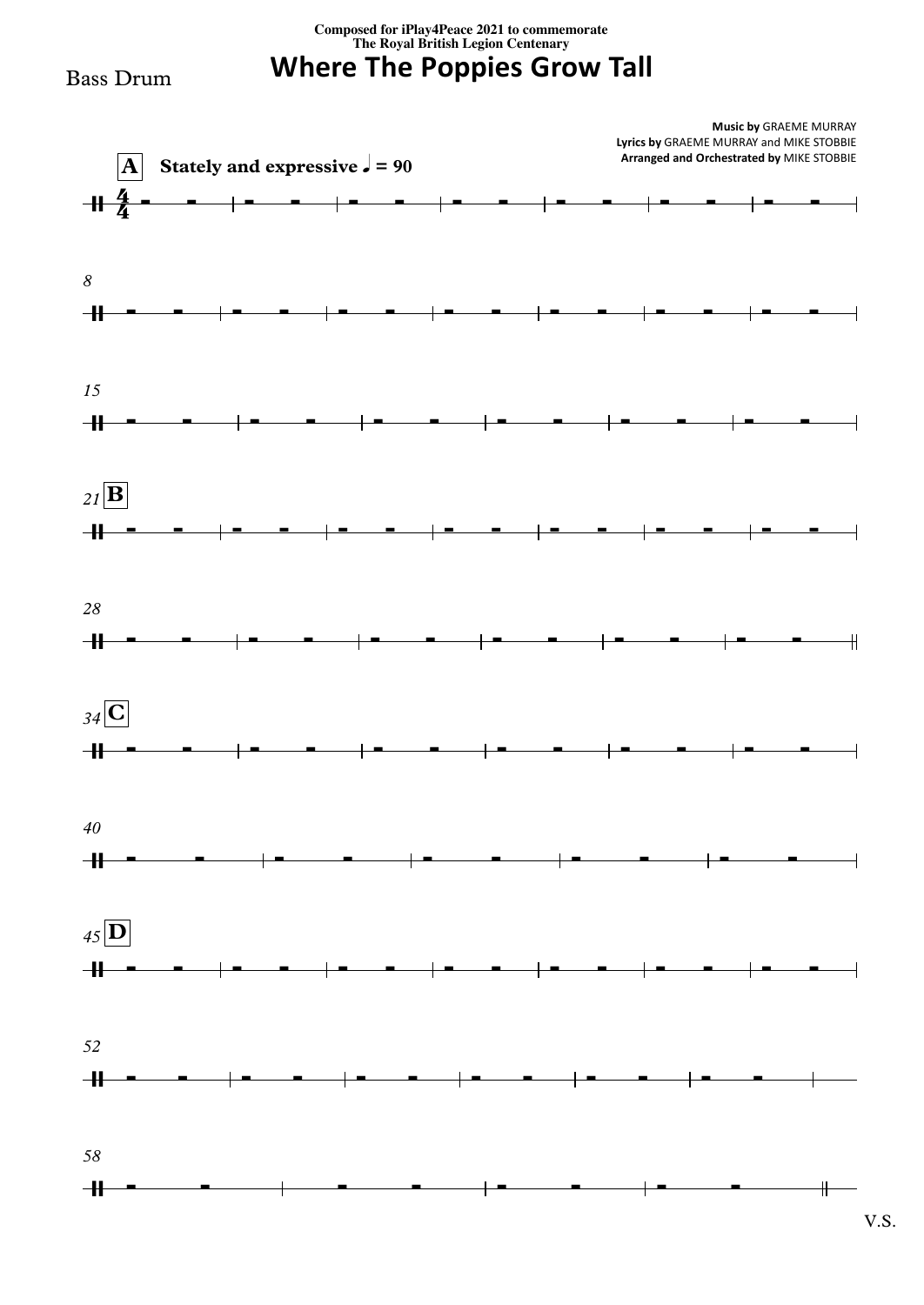Composed for iPlay4Peace 2021 to commemorate
The Royal British Legion Centenary

Bass Drum

# Where The Poppies Grow Tall

**Music by** GRAEME MURRAY
**Lyrics by** GRAEME MURRAY and MIKE STOBBIE
**Arranged and Orchestrated by** MIKE STOBBIE

**A** **Stately and expressive ♩ = 90**

8

15

21 **B**

28

34 **C**

40

45 **D**

52

58

V.S.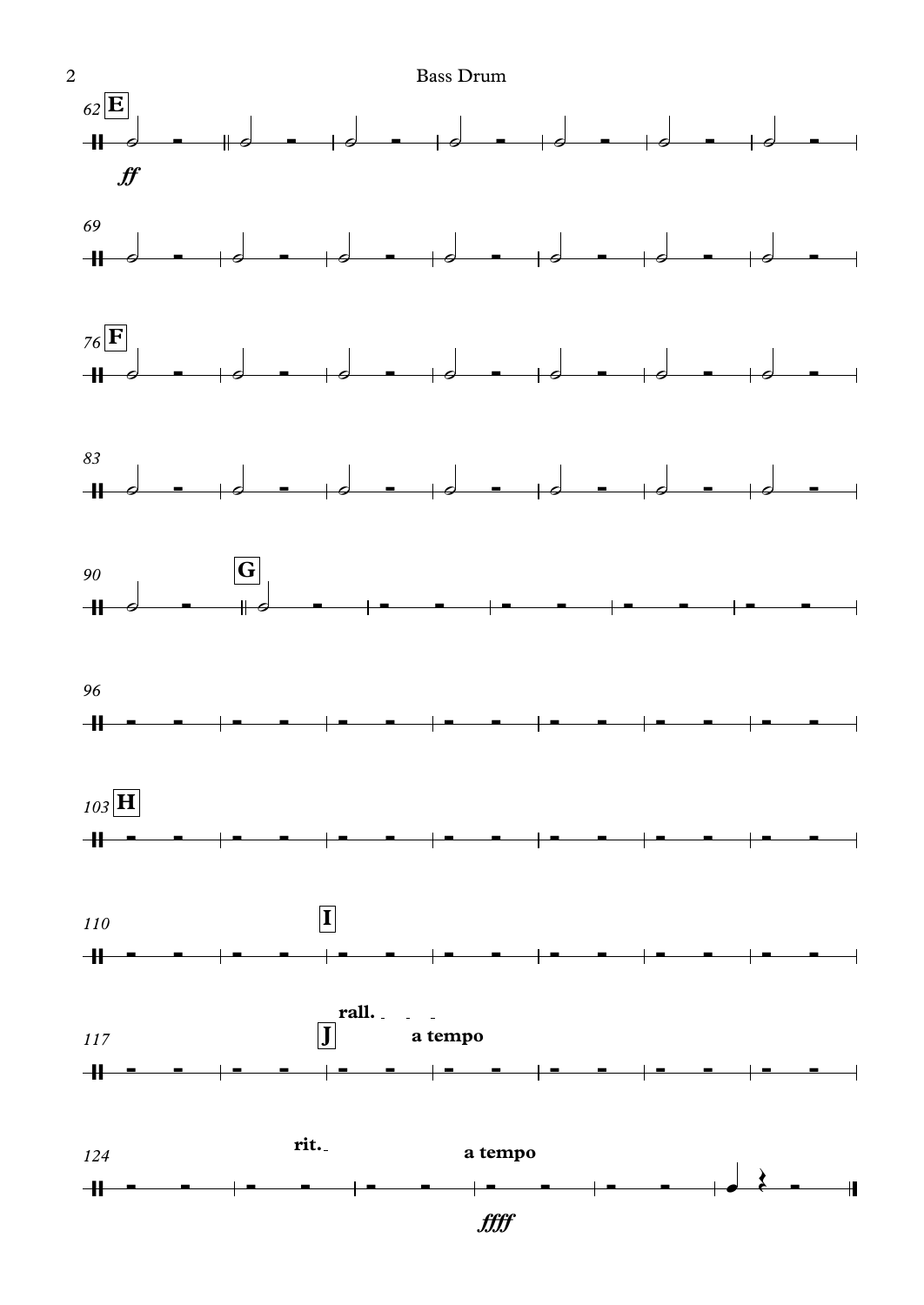62 **E**

*ff*

69

76 **F**

83

90 **G**

96

103 **H**

110 **I**

**rall.**

117 **J** **a tempo**

**rit.**

124 **a tempo**

*ffff*